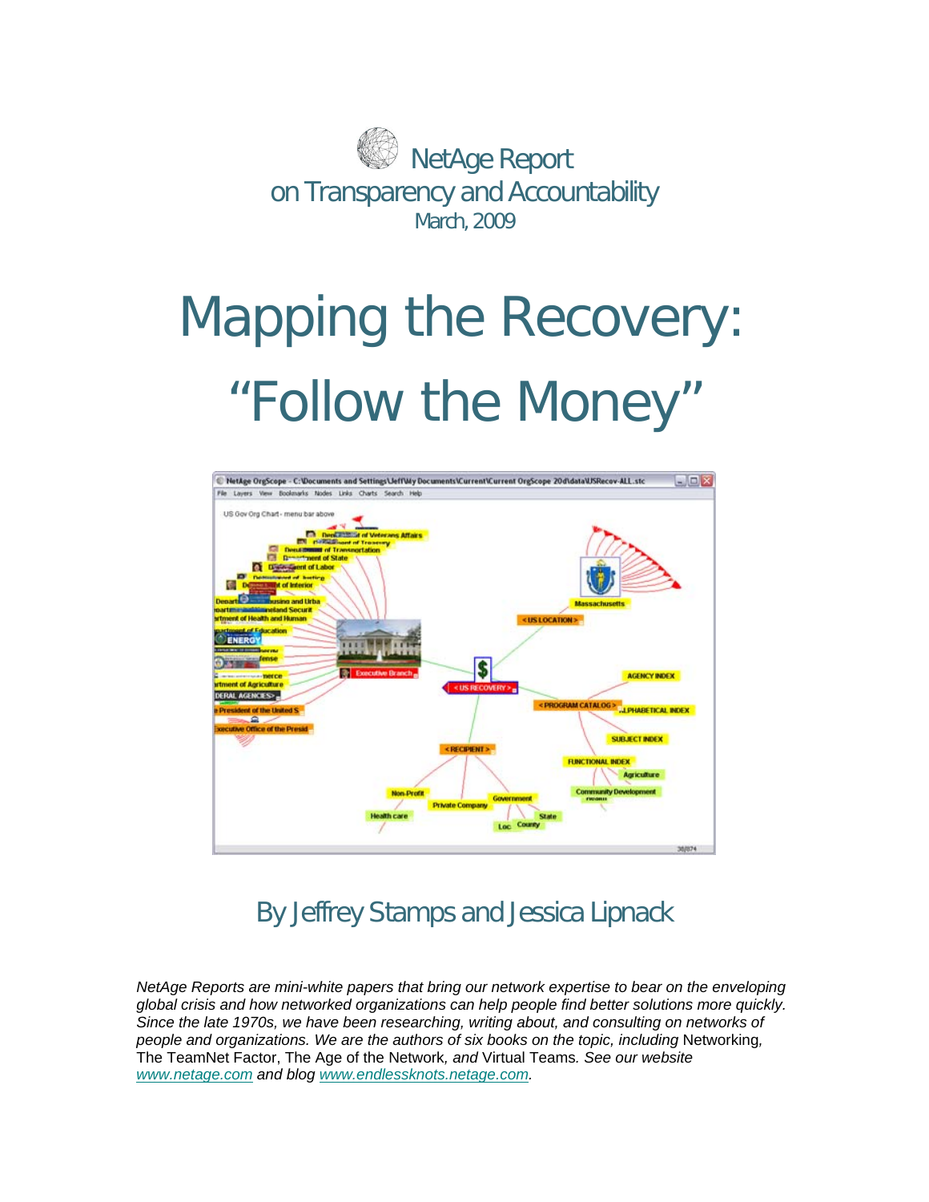NetAge Report
on Transparency and Accountability
March, 2009

# Mapping the Recovery: "Follow the Money"

## By Jeffrey Stamps and Jessica Lipnack

*NetAge Reports are mini-white papers that bring our network expertise to bear on the enveloping global crisis and how networked organizations can help people find better solutions more quickly. Since the late 1970s, we have been researching, writing about, and consulting on networks of people and organizations. We are the authors of six books on the topic, including* Networking*,* The TeamNet Factor, The Age of the Network*, and* Virtual Teams*. See our website* [www.netage.com](http://www.netage.com) *and blog* [www.endlessknots.netage.com](http://www.endlessknots.netage.com)*.*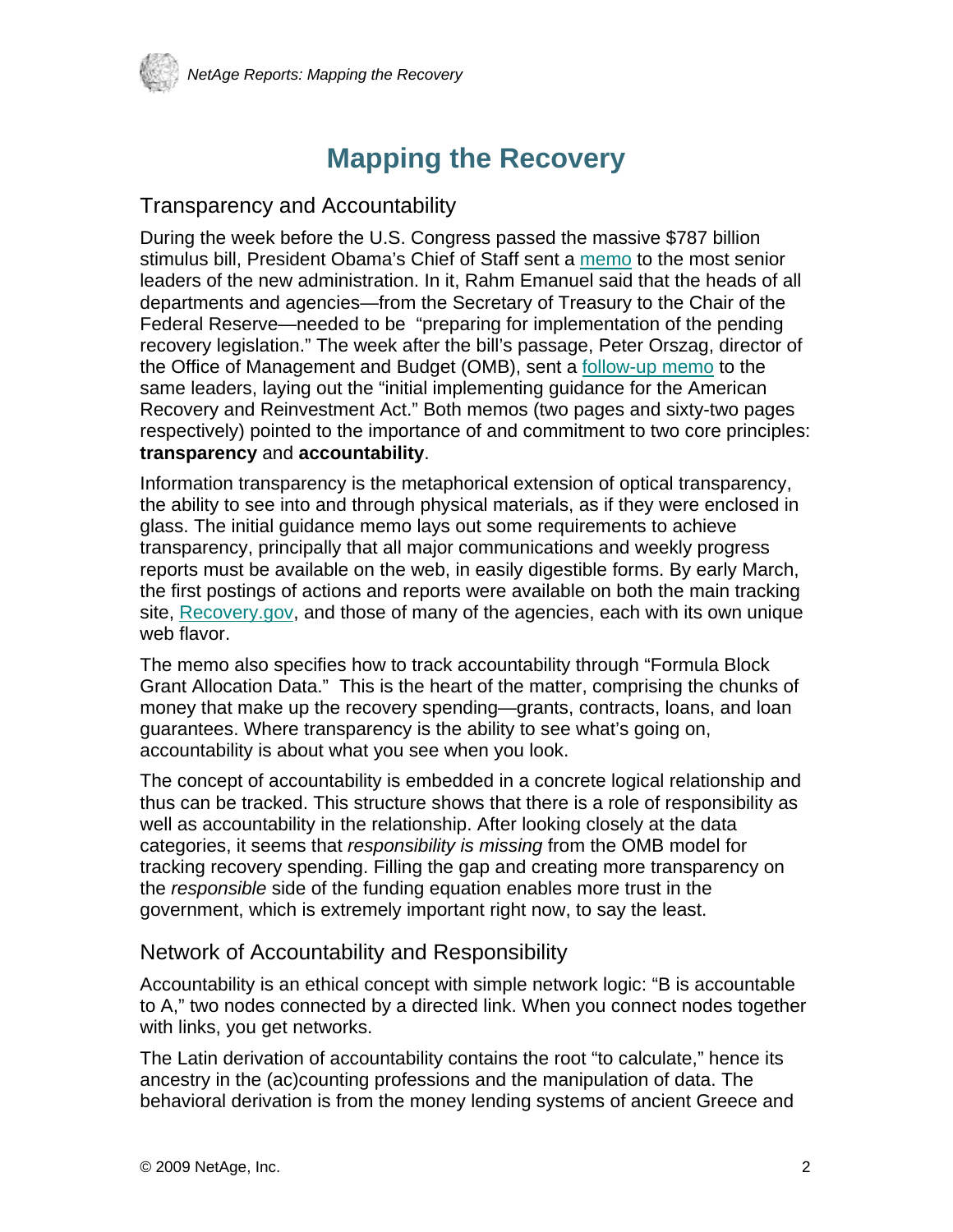# Mapping the Recovery

## Transparency and Accountability

During the week before the U.S. Congress passed the massive $787 billion stimulus bill, President Obama's Chief of Staff sent a memo to the most senior leaders of the new administration. In it, Rahm Emanuel said that the heads of all departments and agencies—from the Secretary of Treasury to the Chair of the Federal Reserve—needed to be "preparing for implementation of the pending recovery legislation." The week after the bill's passage, Peter Orszag, director of the Office of Management and Budget (OMB), sent a follow-up memo to the same leaders, laying out the "initial implementing guidance for the American Recovery and Reinvestment Act." Both memos (two pages and sixty-two pages respectively) pointed to the importance of and commitment to two core principles: **transparency** and **accountability**.

Information transparency is the metaphorical extension of optical transparency, the ability to see into and through physical materials, as if they were enclosed in glass. The initial guidance memo lays out some requirements to achieve transparency, principally that all major communications and weekly progress reports must be available on the web, in easily digestible forms. By early March, the first postings of actions and reports were available on both the main tracking site, Recovery.gov, and those of many of the agencies, each with its own unique web flavor.

The memo also specifies how to track accountability through "Formula Block Grant Allocation Data." This is the heart of the matter, comprising the chunks of money that make up the recovery spending—grants, contracts, loans, and loan guarantees. Where transparency is the ability to see what's going on, accountability is about what you see when you look.

The concept of accountability is embedded in a concrete logical relationship and thus can be tracked. This structure shows that there is a role of responsibility as well as accountability in the relationship. After looking closely at the data categories, it seems that *responsibility is missing* from the OMB model for tracking recovery spending. Filling the gap and creating more transparency on the *responsible* side of the funding equation enables more trust in the government, which is extremely important right now, to say the least.

## Network of Accountability and Responsibility

Accountability is an ethical concept with simple network logic: "B is accountable to A," two nodes connected by a directed link. When you connect nodes together with links, you get networks.

The Latin derivation of accountability contains the root "to calculate," hence its ancestry in the (ac)counting professions and the manipulation of data. The behavioral derivation is from the money lending systems of ancient Greece and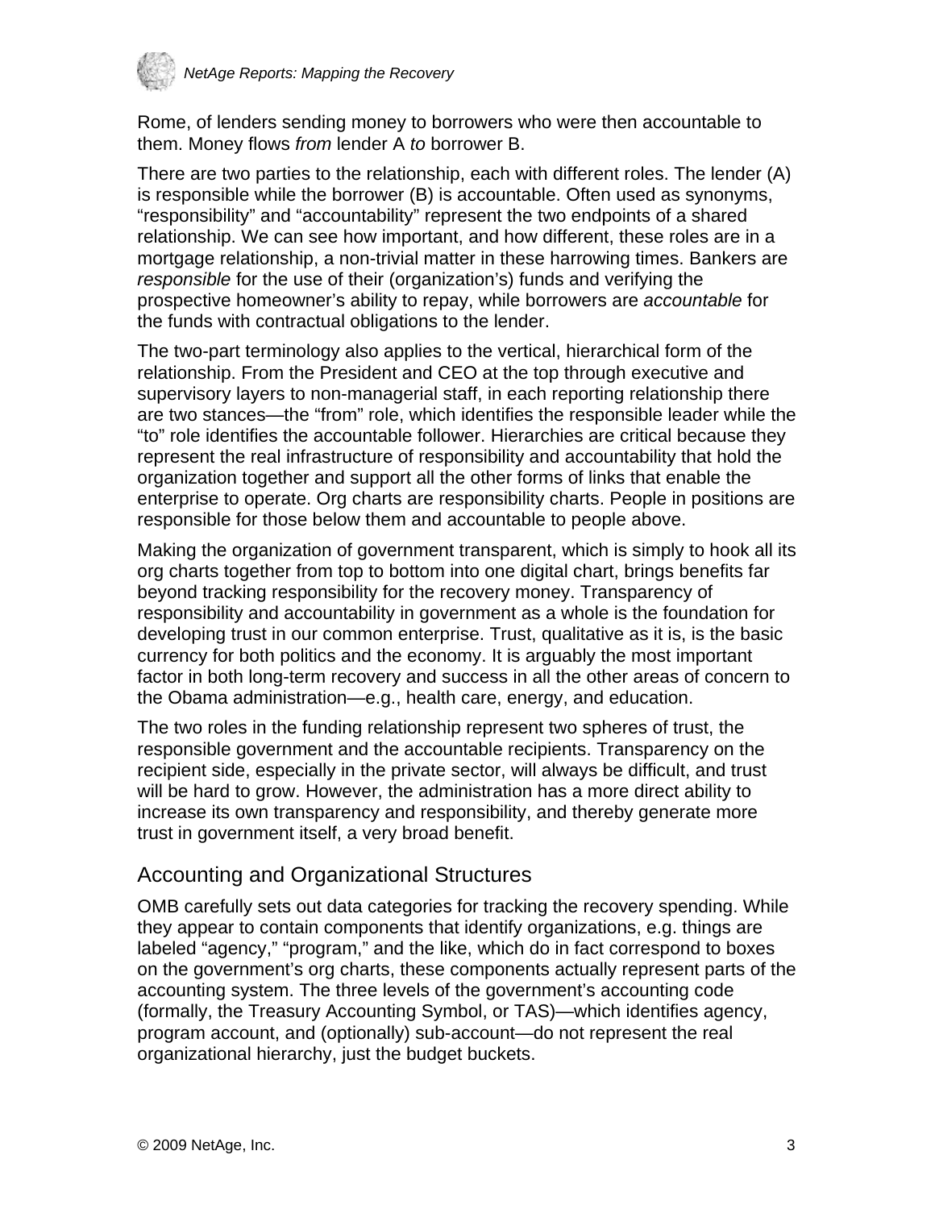Rome, of lenders sending money to borrowers who were then accountable to them. Money flows *from* lender A *to* borrower B.

There are two parties to the relationship, each with different roles. The lender (A) is responsible while the borrower (B) is accountable. Often used as synonyms, "responsibility" and "accountability" represent the two endpoints of a shared relationship. We can see how important, and how different, these roles are in a mortgage relationship, a non-trivial matter in these harrowing times. Bankers are *responsible* for the use of their (organization's) funds and verifying the prospective homeowner's ability to repay, while borrowers are *accountable* for the funds with contractual obligations to the lender.

The two-part terminology also applies to the vertical, hierarchical form of the relationship. From the President and CEO at the top through executive and supervisory layers to non-managerial staff, in each reporting relationship there are two stances—the "from" role, which identifies the responsible leader while the "to" role identifies the accountable follower. Hierarchies are critical because they represent the real infrastructure of responsibility and accountability that hold the organization together and support all the other forms of links that enable the enterprise to operate. Org charts are responsibility charts. People in positions are responsible for those below them and accountable to people above.

Making the organization of government transparent, which is simply to hook all its org charts together from top to bottom into one digital chart, brings benefits far beyond tracking responsibility for the recovery money. Transparency of responsibility and accountability in government as a whole is the foundation for developing trust in our common enterprise. Trust, qualitative as it is, is the basic currency for both politics and the economy. It is arguably the most important factor in both long-term recovery and success in all the other areas of concern to the Obama administration—e.g., health care, energy, and education.

The two roles in the funding relationship represent two spheres of trust, the responsible government and the accountable recipients. Transparency on the recipient side, especially in the private sector, will always be difficult, and trust will be hard to grow. However, the administration has a more direct ability to increase its own transparency and responsibility, and thereby generate more trust in government itself, a very broad benefit.

## Accounting and Organizational Structures

OMB carefully sets out data categories for tracking the recovery spending. While they appear to contain components that identify organizations, e.g. things are labeled "agency," "program," and the like, which do in fact correspond to boxes on the government's org charts, these components actually represent parts of the accounting system. The three levels of the government's accounting code (formally, the Treasury Accounting Symbol, or TAS)—which identifies agency, program account, and (optionally) sub-account—do not represent the real organizational hierarchy, just the budget buckets.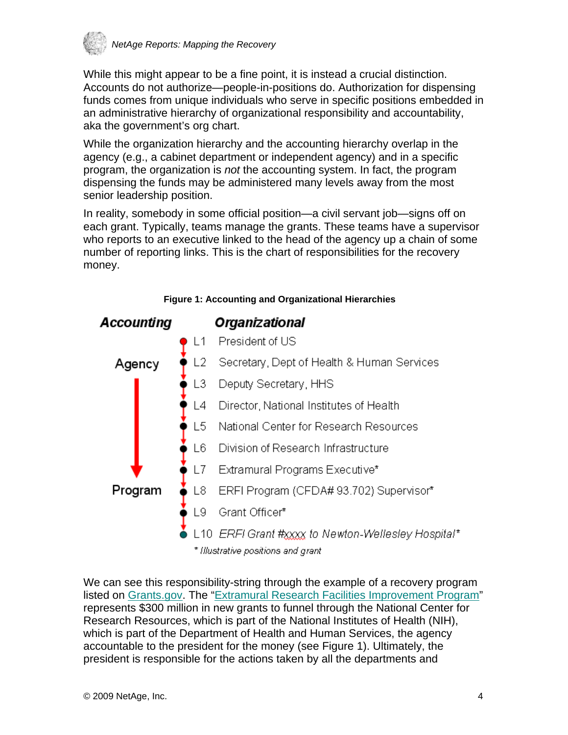While this might appear to be a fine point, it is instead a crucial distinction. Accounts do not authorize—people-in-positions do. Authorization for dispensing funds comes from unique individuals who serve in specific positions embedded in an administrative hierarchy of organizational responsibility and accountability, aka the government's org chart.

While the organization hierarchy and the accounting hierarchy overlap in the agency (e.g., a cabinet department or independent agency) and in a specific program, the organization is *not* the accounting system. In fact, the program dispensing the funds may be administered many levels away from the most senior leadership position.

In reality, somebody in some official position—a civil servant job—signs off on each grant. Typically, teams manage the grants. These teams have a supervisor who reports to an executive linked to the head of the agency up a chain of some number of reporting links. This is the chart of responsibilities for the recovery money.

**Figure 1: Accounting and Organizational Hierarchies**

| Accounting | Level | Organizational |
|---|---|---|
| | L1 | President of US |
| Agency | L2 | Secretary, Dept of Health & Human Services |
| ↓ | L3 | Deputy Secretary, HHS |
| ↓ | L4 | Director, National Institutes of Health |
| ↓ | L5 | National Center for Research Resources |
| ↓ | L6 | Division of Research Infrastructure |
| ↓ | L7 | Extramural Programs Executive* |
| Program | L8 | ERFI Program (CFDA# 93.702) Supervisor* |
| | L9 | Grant Officer* |
| | L10 | *ERFI Grant #xxxx to Newton-Wellesley Hospital** |

*\* Illustrative positions and grant*

We can see this responsibility-string through the example of a recovery program listed on Grants.gov. The "Extramural Research Facilities Improvement Program" represents $300 million in new grants to funnel through the National Center for Research Resources, which is part of the National Institutes of Health (NIH), which is part of the Department of Health and Human Services, the agency accountable to the president for the money (see Figure 1). Ultimately, the president is responsible for the actions taken by all the departments and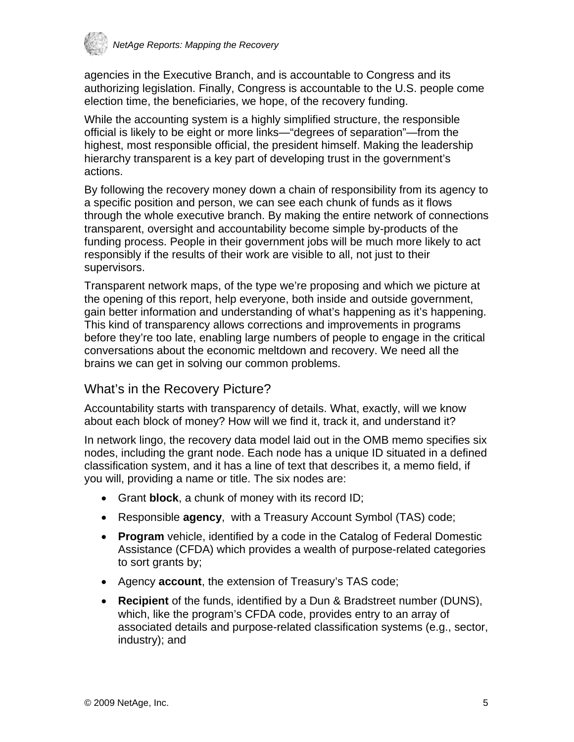agencies in the Executive Branch, and is accountable to Congress and its authorizing legislation. Finally, Congress is accountable to the U.S. people come election time, the beneficiaries, we hope, of the recovery funding.

While the accounting system is a highly simplified structure, the responsible official is likely to be eight or more links—"degrees of separation"—from the highest, most responsible official, the president himself. Making the leadership hierarchy transparent is a key part of developing trust in the government's actions.

By following the recovery money down a chain of responsibility from its agency to a specific position and person, we can see each chunk of funds as it flows through the whole executive branch. By making the entire network of connections transparent, oversight and accountability become simple by-products of the funding process. People in their government jobs will be much more likely to act responsibly if the results of their work are visible to all, not just to their supervisors.

Transparent network maps, of the type we're proposing and which we picture at the opening of this report, help everyone, both inside and outside government, gain better information and understanding of what's happening as it's happening. This kind of transparency allows corrections and improvements in programs before they're too late, enabling large numbers of people to engage in the critical conversations about the economic meltdown and recovery. We need all the brains we can get in solving our common problems.

## What's in the Recovery Picture?

Accountability starts with transparency of details. What, exactly, will we know about each block of money? How will we find it, track it, and understand it?

In network lingo, the recovery data model laid out in the OMB memo specifies six nodes, including the grant node. Each node has a unique ID situated in a defined classification system, and it has a line of text that describes it, a memo field, if you will, providing a name or title. The six nodes are:

- Grant **block**, a chunk of money with its record ID;
- Responsible **agency**, with a Treasury Account Symbol (TAS) code;
- **Program** vehicle, identified by a code in the Catalog of Federal Domestic Assistance (CFDA) which provides a wealth of purpose-related categories to sort grants by;
- Agency **account**, the extension of Treasury's TAS code;
- **Recipient** of the funds, identified by a Dun & Bradstreet number (DUNS), which, like the program's CFDA code, provides entry to an array of associated details and purpose-related classification systems (e.g., sector, industry); and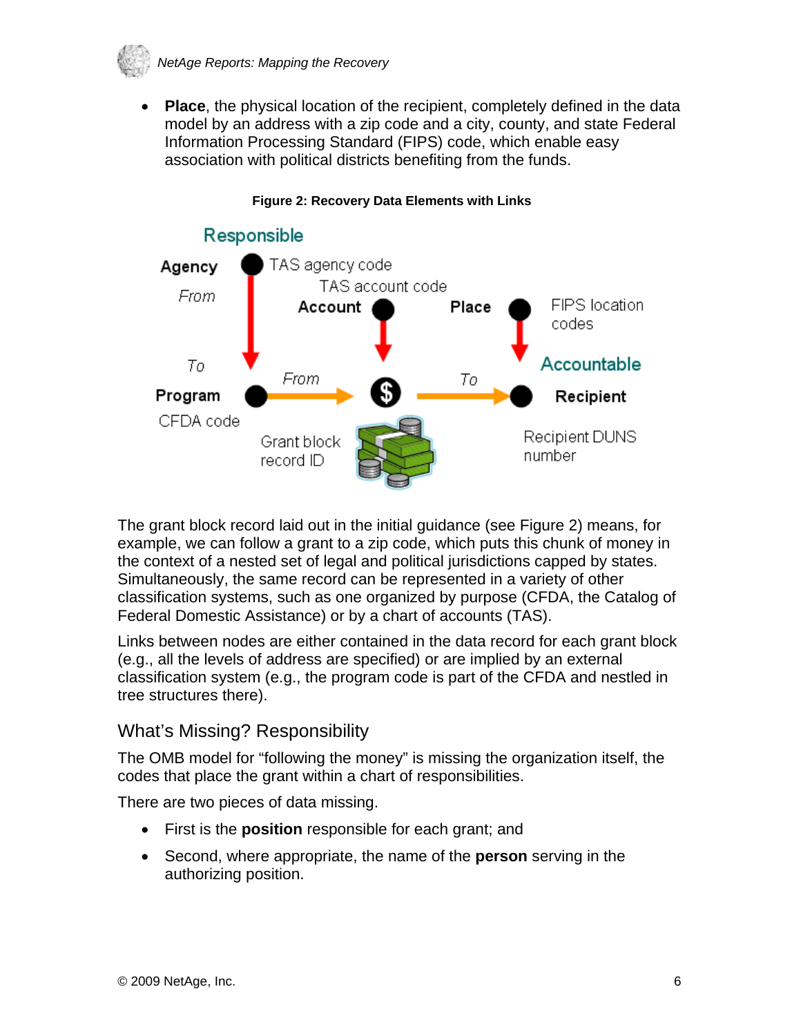- **Place**, the physical location of the recipient, completely defined in the data model by an address with a zip code and a city, county, and state Federal Information Processing Standard (FIPS) code, which enable easy association with political districts benefiting from the funds.

**Figure 2: Recovery Data Elements with Links**

The grant block record laid out in the initial guidance (see Figure 2) means, for example, we can follow a grant to a zip code, which puts this chunk of money in the context of a nested set of legal and political jurisdictions capped by states. Simultaneously, the same record can be represented in a variety of other classification systems, such as one organized by purpose (CFDA, the Catalog of Federal Domestic Assistance) or by a chart of accounts (TAS).

Links between nodes are either contained in the data record for each grant block (e.g., all the levels of address are specified) or are implied by an external classification system (e.g., the program code is part of the CFDA and nestled in tree structures there).

## What's Missing? Responsibility

The OMB model for "following the money" is missing the organization itself, the codes that place the grant within a chart of responsibilities.

There are two pieces of data missing.

- First is the **position** responsible for each grant; and
- Second, where appropriate, the name of the **person** serving in the authorizing position.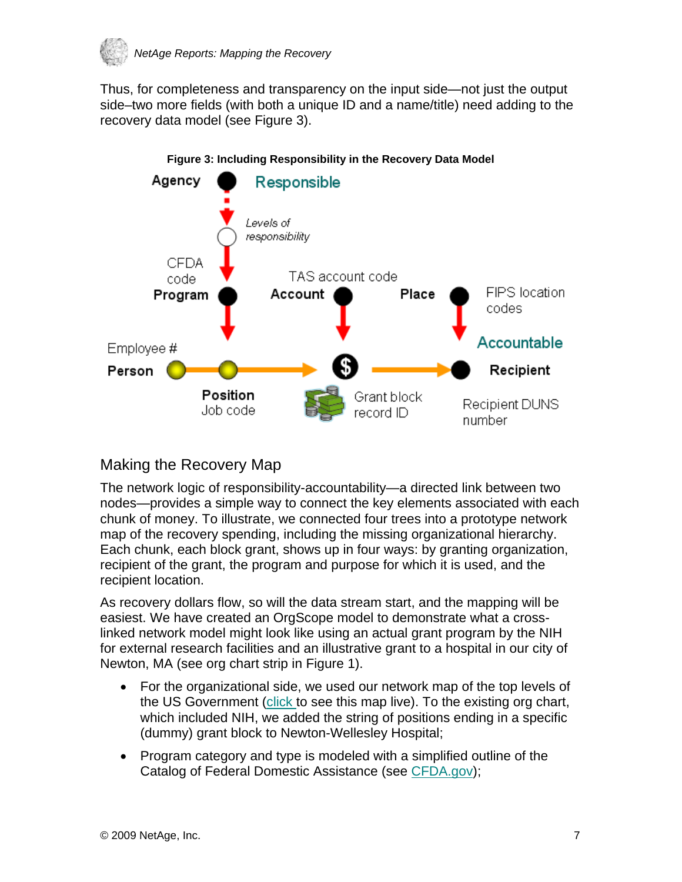Thus, for completeness and transparency on the input side—not just the output side–two more fields (with both a unique ID and a name/title) need adding to the recovery data model (see Figure 3).

**Figure 3: Including Responsibility in the Recovery Data Model**

## Making the Recovery Map

The network logic of responsibility-accountability—a directed link between two nodes—provides a simple way to connect the key elements associated with each chunk of money. To illustrate, we connected four trees into a prototype network map of the recovery spending, including the missing organizational hierarchy. Each chunk, each block grant, shows up in four ways: by granting organization, recipient of the grant, the program and purpose for which it is used, and the recipient location.

As recovery dollars flow, so will the data stream start, and the mapping will be easiest. We have created an OrgScope model to demonstrate what a cross-linked network model might look like using an actual grant program by the NIH for external research facilities and an illustrative grant to a hospital in our city of Newton, MA (see org chart strip in Figure 1).

- For the organizational side, we used our network map of the top levels of the US Government (click to see this map live). To the existing org chart, which included NIH, we added the string of positions ending in a specific (dummy) grant block to Newton-Wellesley Hospital;
- Program category and type is modeled with a simplified outline of the Catalog of Federal Domestic Assistance (see CFDA.gov);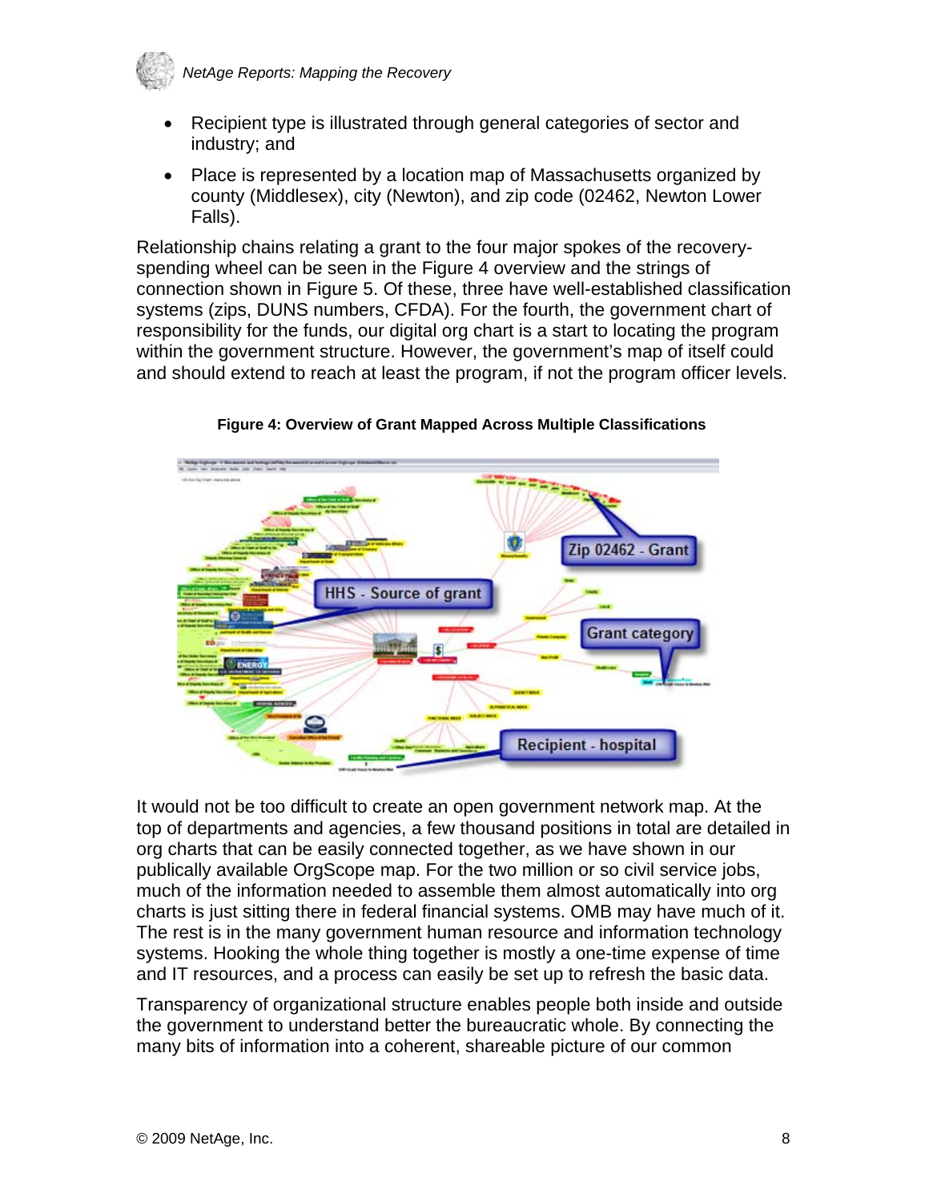- Recipient type is illustrated through general categories of sector and industry; and
- Place is represented by a location map of Massachusetts organized by county (Middlesex), city (Newton), and zip code (02462, Newton Lower Falls).

Relationship chains relating a grant to the four major spokes of the recovery-spending wheel can be seen in the Figure 4 overview and the strings of connection shown in Figure 5. Of these, three have well-established classification systems (zips, DUNS numbers, CFDA). For the fourth, the government chart of responsibility for the funds, our digital org chart is a start to locating the program within the government structure. However, the government's map of itself could and should extend to reach at least the program, if not the program officer levels.

**Figure 4: Overview of Grant Mapped Across Multiple Classifications**

It would not be too difficult to create an open government network map. At the top of departments and agencies, a few thousand positions in total are detailed in org charts that can be easily connected together, as we have shown in our publically available OrgScope map. For the two million or so civil service jobs, much of the information needed to assemble them almost automatically into org charts is just sitting there in federal financial systems. OMB may have much of it. The rest is in the many government human resource and information technology systems. Hooking the whole thing together is mostly a one-time expense of time and IT resources, and a process can easily be set up to refresh the basic data.

Transparency of organizational structure enables people both inside and outside the government to understand better the bureaucratic whole. By connecting the many bits of information into a coherent, shareable picture of our common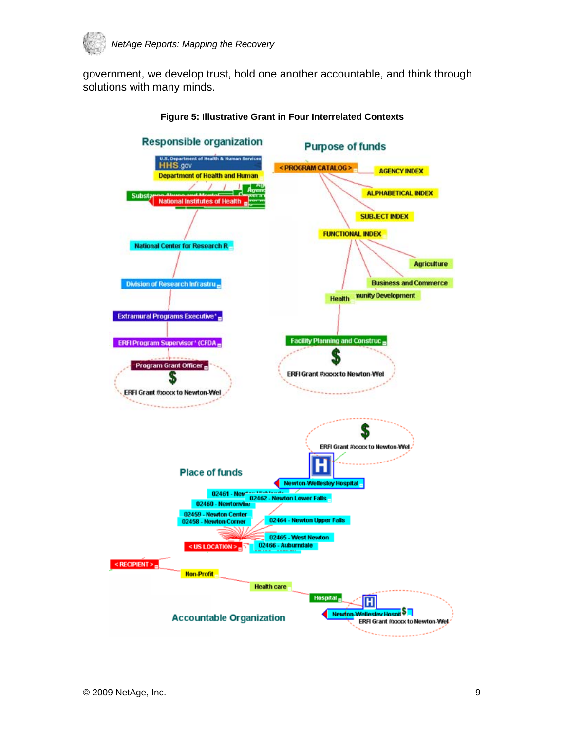government, we develop trust, hold one another accountable, and think through solutions with many minds.

**Figure 5: Illustrative Grant in Four Interrelated Contexts**

Responsible organization

U.S. Department of Health & Human Services
HHS.gov
Department of Health and Human
Substance Abuse and Mental
National Institutes of Health
National Center for Research R
Division of Research Infrastru
Extramural Programs Executive*
ERFI Program Supervisor* (CFDA
Program Grant Officer
$
ERFI Grant #xxxx to Newton-Wel

Purpose of funds

< PROGRAM CATALOG >
AGENCY INDEX
ALPHABETICAL INDEX
SUBJECT INDEX
FUNCTIONAL INDEX
Agriculture
Business and Commerce
Health
nunity Development
Facility Planning and Construc
$
ERFI Grant #xxxx to Newton-Wel

$
ERFI Grant #xxxx to Newton-Wel

Place of funds

Newton-Wellesley Hospital
02461 - Newton Highlands
02462 - Newton Lower Falls
02460 - Newtonville
02459 - Newton Center
02458 - Newton Corner
02464 - Newton Upper Falls
02465 - West Newton
02466 - Auburndale
< US LOCATION >

< RECIPIENT >
Non-Profit
Health care
Hospital
Newton-Wellesley Hospit
ERFI Grant #xxxx to Newton-Wel

Accountable Organization

© 2009 NetAge, Inc.